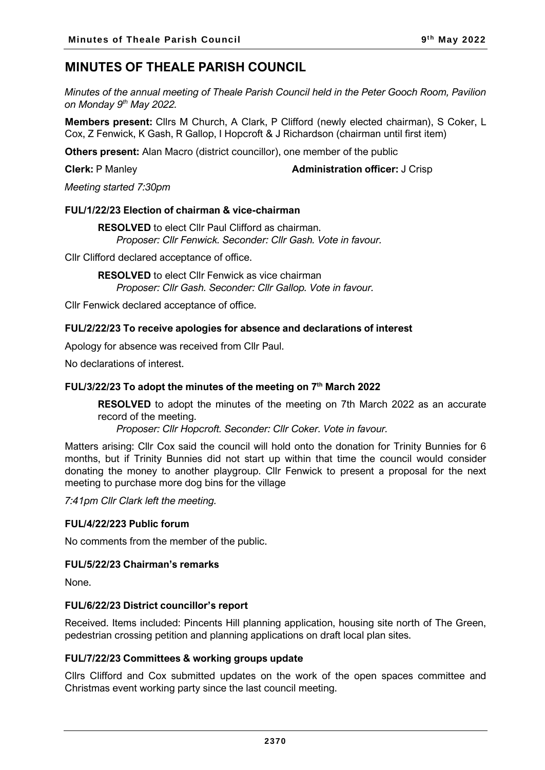# MINUTES OF THEALE PARISH COUNCIL

*Minutes of the annual meeting of Theale Parish Council held in the Peter Gooch Room, Pavilion on Monday 9th May 2022.*

**Members present:** Cllrs M Church, A Clark, P Clifford (newly elected chairman), S Coker, L Cox, Z Fenwick, K Gash, R Gallop, I Hopcroft & J Richardson (chairman until first item)

**Others present:** Alan Macro (district councillor), one member of the public

**Clerk:** P Manley **Administration officer:** J Crisp

*Meeting started 7:30pm*

### FUL/1/22/23 Election of chairman & vice-chairman

> **RESOLVED** to elect Cllr Paul Clifford as chairman.
> *Proposer: Cllr Fenwick. Seconder: Cllr Gash. Vote in favour.*

Cllr Clifford declared acceptance of office.

> **RESOLVED** to elect Cllr Fenwick as vice chairman
> *Proposer: Cllr Gash. Seconder: Cllr Gallop. Vote in favour.*

Cllr Fenwick declared acceptance of office.

### FUL/2/22/23 To receive apologies for absence and declarations of interest

Apology for absence was received from Cllr Paul.

No declarations of interest.

### FUL/3/22/23 To adopt the minutes of the meeting on 7th March 2022

> **RESOLVED** to adopt the minutes of the meeting on 7th March 2022 as an accurate record of the meeting.
> *Proposer: Cllr Hopcroft. Seconder: Cllr Coker. Vote in favour.*

Matters arising: Cllr Cox said the council will hold onto the donation for Trinity Bunnies for 6 months, but if Trinity Bunnies did not start up within that time the council would consider donating the money to another playgroup. Cllr Fenwick to present a proposal for the next meeting to purchase more dog bins for the village

*7:41pm Cllr Clark left the meeting.*

### FUL/4/22/223 Public forum

No comments from the member of the public.

### FUL/5/22/23 Chairman's remarks

None.

### FUL/6/22/23 District councillor's report

Received. Items included: Pincents Hill planning application, housing site north of The Green, pedestrian crossing petition and planning applications on draft local plan sites.

### FUL/7/22/23 Committees & working groups update

Cllrs Clifford and Cox submitted updates on the work of the open spaces committee and Christmas event working party since the last council meeting.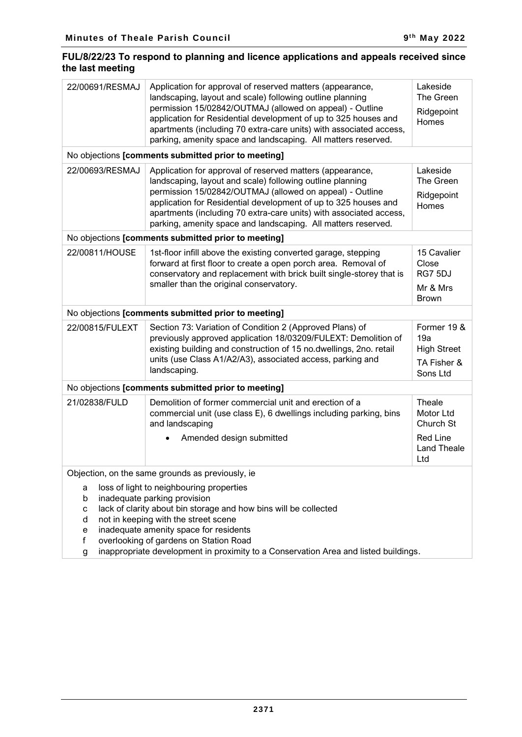## FUL/8/22/23 To respond to planning and licence applications and appeals received since the last meeting

| | | |
|---|---|---|
| 22/00691/RESMAJ | Application for approval of reserved matters (appearance, landscaping, layout and scale) following outline planning permission 15/02842/OUTMAJ (allowed on appeal) - Outline application for Residential development of up to 325 houses and apartments (including 70 extra-care units) with associated access, parking, amenity space and landscaping. All matters reserved. | Lakeside The Green<br>Ridgepoint Homes |
| No objections **[comments submitted prior to meeting]** | | |
| 22/00693/RESMAJ | Application for approval of reserved matters (appearance, landscaping, layout and scale) following outline planning permission 15/02842/OUTMAJ (allowed on appeal) - Outline application for Residential development of up to 325 houses and apartments (including 70 extra-care units) with associated access, parking, amenity space and landscaping. All matters reserved. | Lakeside The Green<br>Ridgepoint Homes |
| No objections **[comments submitted prior to meeting]** | | |
| 22/00811/HOUSE | 1st-floor infill above the existing converted garage, stepping forward at first floor to create a open porch area. Removal of conservatory and replacement with brick built single-storey that is smaller than the original conservatory. | 15 Cavalier Close RG7 5DJ<br>Mr & Mrs Brown |
| No objections **[comments submitted prior to meeting]** | | |
| 22/00815/FULEXT | Section 73: Variation of Condition 2 (Approved Plans) of previously approved application 18/03209/FULEXT: Demolition of existing building and construction of 15 no.dwellings, 2no. retail units (use Class A1/A2/A3), associated access, parking and landscaping. | Former 19 & 19a High Street<br>TA Fisher & Sons Ltd |
| No objections **[comments submitted prior to meeting]** | | |
| 21/02838/FULD | Demolition of former commercial unit and erection of a commercial unit (use class E), 6 dwellings including parking, bins and landscaping<br>• Amended design submitted | Theale Motor Ltd Church St<br>Red Line Land Theale Ltd |
| Objection, on the same grounds as previously, ie<br>a loss of light to neighbouring properties<br>b inadequate parking provision<br>c lack of clarity about bin storage and how bins will be collected<br>d not in keeping with the street scene<br>e inadequate amenity space for residents<br>f overlooking of gardens on Station Road<br>g inappropriate development in proximity to a Conservation Area and listed buildings. | | |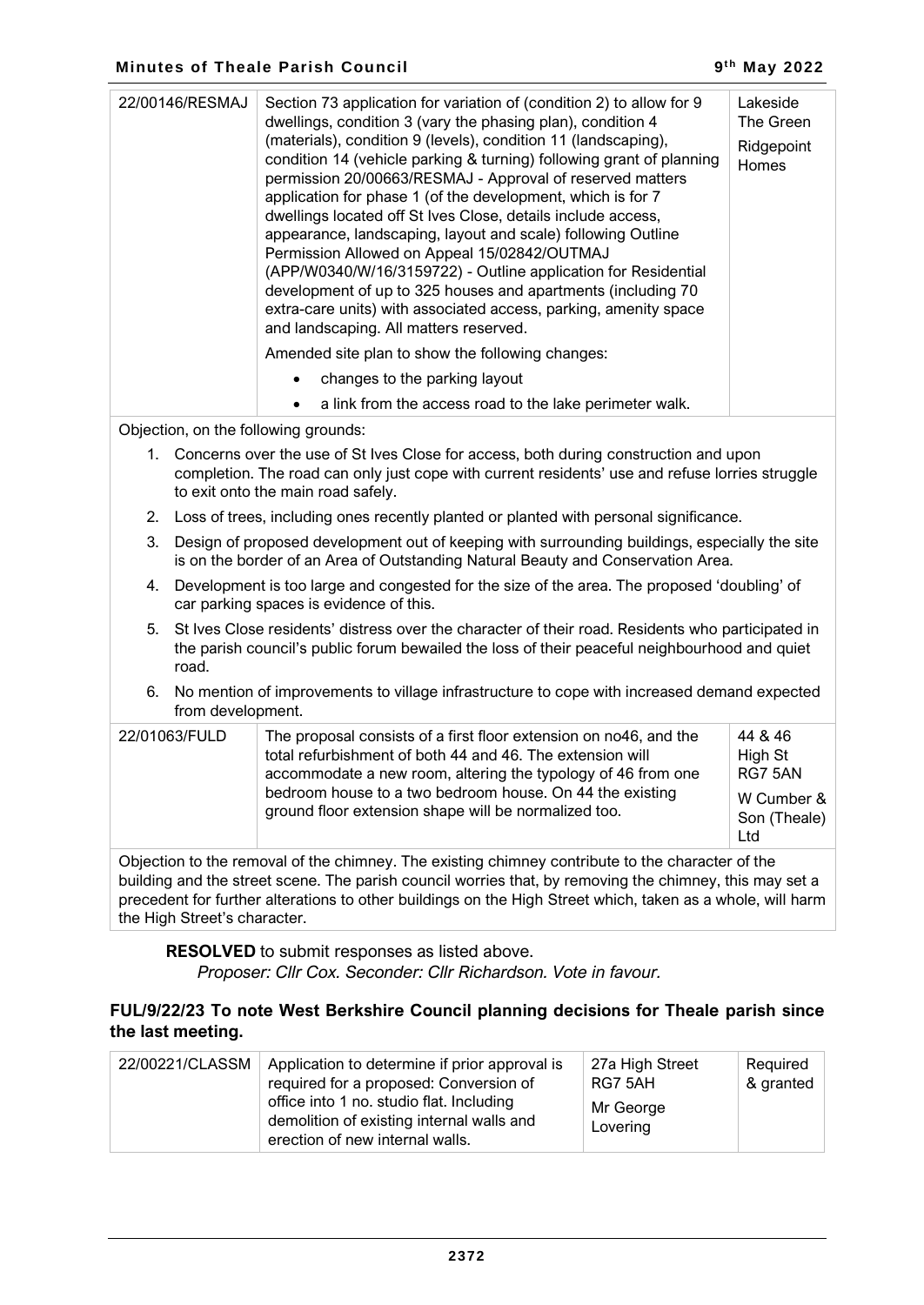| 22/00146/RESMAJ | Section 73 application for variation of (condition 2) to allow for 9 dwellings, condition 3 (vary the phasing plan), condition 4 (materials), condition 9 (levels), condition 11 (landscaping), condition 14 (vehicle parking & turning) following grant of planning permission 20/00663/RESMAJ - Approval of reserved matters application for phase 1 (of the development, which is for 7 dwellings located off St Ives Close, details include access, appearance, landscaping, layout and scale) following Outline Permission Allowed on Appeal 15/02842/OUTMAJ (APP/W0340/W/16/3159722) - Outline application for Residential development of up to 325 houses and apartments (including 70 extra-care units) with associated access, parking, amenity space and landscaping. All matters reserved.<br>Amended site plan to show the following changes:<br>• changes to the parking layout<br>• a link from the access road to the lake perimeter walk. | Lakeside The Green<br>Ridgepoint Homes |
|---|---|---|

Objection, on the following grounds:

1. Concerns over the use of St Ives Close for access, both during construction and upon completion. The road can only just cope with current residents' use and refuse lorries struggle to exit onto the main road safely.
2. Loss of trees, including ones recently planted or planted with personal significance.
3. Design of proposed development out of keeping with surrounding buildings, especially the site is on the border of an Area of Outstanding Natural Beauty and Conservation Area.
4. Development is too large and congested for the size of the area. The proposed 'doubling' of car parking spaces is evidence of this.
5. St Ives Close residents' distress over the character of their road. Residents who participated in the parish council's public forum bewailed the loss of their peaceful neighbourhood and quiet road.
6. No mention of improvements to village infrastructure to cope with increased demand expected from development.

| 22/01063/FULD | The proposal consists of a first floor extension on no46, and the total refurbishment of both 44 and 46. The extension will accommodate a new room, altering the typology of 46 from one bedroom house to a two bedroom house. On 44 the existing ground floor extension shape will be normalized too. | 44 & 46 High St RG7 5AN<br>W Cumber & Son (Theale) Ltd |
|---|---|---|

Objection to the removal of the chimney. The existing chimney contribute to the character of the building and the street scene. The parish council worries that, by removing the chimney, this may set a precedent for further alterations to other buildings on the High Street which, taken as a whole, will harm the High Street's character.

**RESOLVED** to submit responses as listed above.
*Proposer: Cllr Cox. Seconder: Cllr Richardson. Vote in favour.*

### FUL/9/22/23 To note West Berkshire Council planning decisions for Theale parish since the last meeting.

| 22/00221/CLASSM | Application to determine if prior approval is required for a proposed: Conversion of office into 1 no. studio flat. Including demolition of existing internal walls and erection of new internal walls. | 27a High Street RG7 5AH<br>Mr George Lovering | Required & granted |
|---|---|---|---|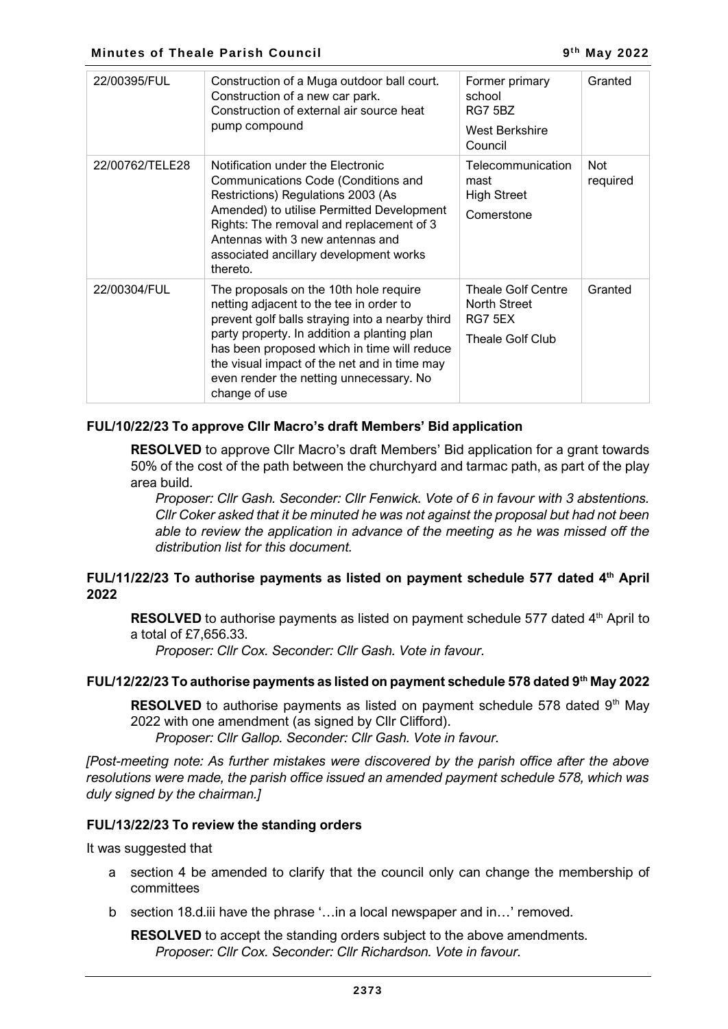| 22/00395/FUL | Construction of a Muga outdoor ball court. Construction of a new car park. Construction of external air source heat pump compound | Former primary school RG7 5BZ West Berkshire Council | Granted |
|---|---|---|---|
| 22/00762/TELE28 | Notification under the Electronic Communications Code (Conditions and Restrictions) Regulations 2003 (As Amended) to utilise Permitted Development Rights: The removal and replacement of 3 Antennas with 3 new antennas and associated ancillary development works thereto. | Telecommunication mast High Street Cornerstone | Not required |
| 22/00304/FUL | The proposals on the 10th hole require netting adjacent to the tee in order to prevent golf balls straying into a nearby third party property. In addition a planting plan has been proposed which in time will reduce the visual impact of the net and in time may even render the netting unnecessary. No change of use | Theale Golf Centre North Street RG7 5EX Theale Golf Club | Granted |

### FUL/10/22/23 To approve Cllr Macro's draft Members' Bid application

**RESOLVED** to approve Cllr Macro's draft Members' Bid application for a grant towards 50% of the cost of the path between the churchyard and tarmac path, as part of the play area build.

*Proposer: Cllr Gash. Seconder: Cllr Fenwick. Vote of 6 in favour with 3 abstentions. Cllr Coker asked that it be minuted he was not against the proposal but had not been able to review the application in advance of the meeting as he was missed off the distribution list for this document.*

### FUL/11/22/23 To authorise payments as listed on payment schedule 577 dated 4th April 2022

**RESOLVED** to authorise payments as listed on payment schedule 577 dated 4th April to a total of £7,656.33.

*Proposer: Cllr Cox. Seconder: Cllr Gash. Vote in favour.*

### FUL/12/22/23 To authorise payments as listed on payment schedule 578 dated 9th May 2022

**RESOLVED** to authorise payments as listed on payment schedule 578 dated 9th May 2022 with one amendment (as signed by Cllr Clifford).

*Proposer: Cllr Gallop. Seconder: Cllr Gash. Vote in favour.*

*[Post-meeting note: As further mistakes were discovered by the parish office after the above resolutions were made, the parish office issued an amended payment schedule 578, which was duly signed by the chairman.]*

### FUL/13/22/23 To review the standing orders

It was suggested that

a section 4 be amended to clarify that the council only can change the membership of committees

b section 18.d.iii have the phrase '…in a local newspaper and in…' removed.

**RESOLVED** to accept the standing orders subject to the above amendments.

*Proposer: Cllr Cox. Seconder: Cllr Richardson. Vote in favour.*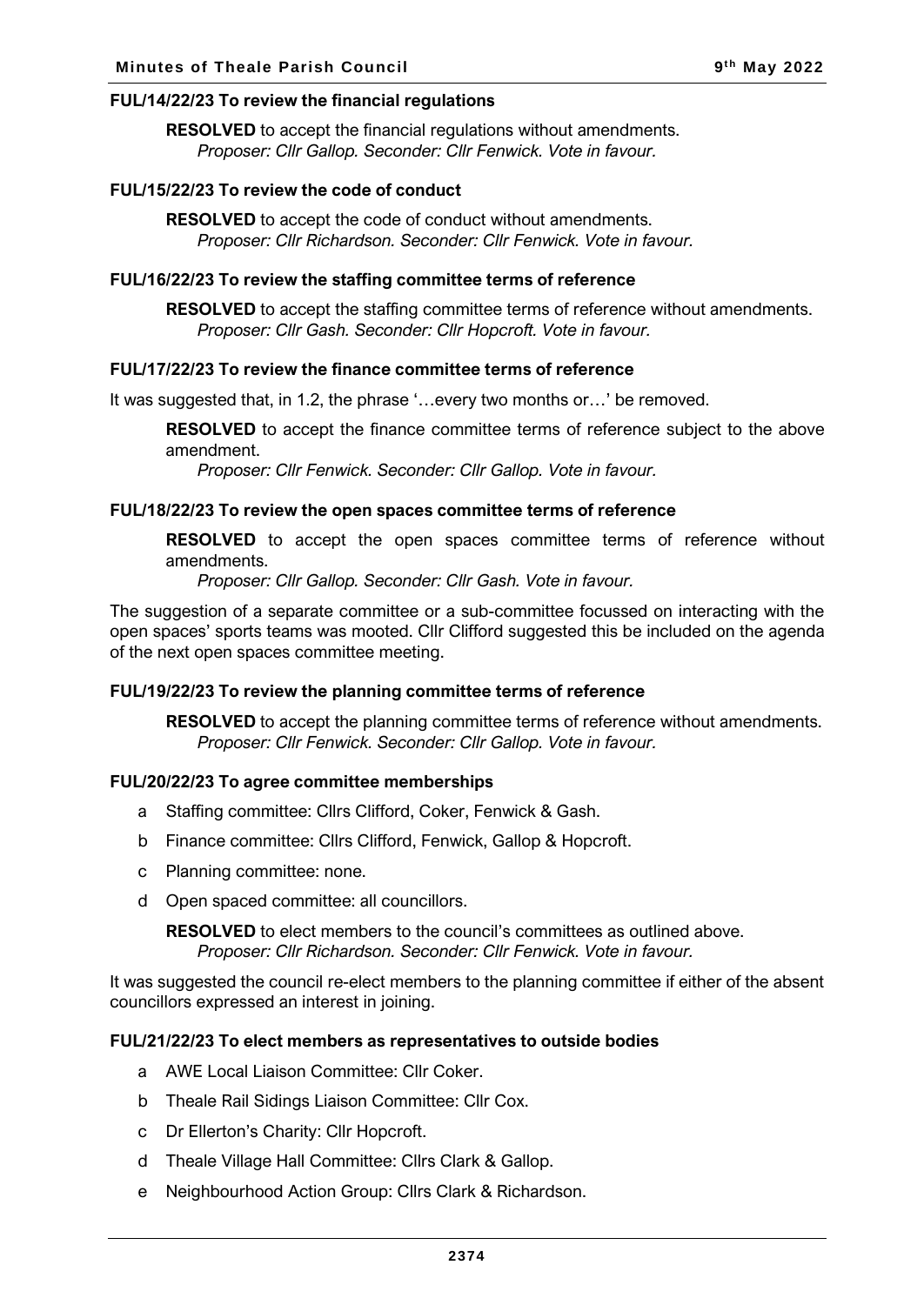**FUL/14/22/23 To review the financial regulations**

**RESOLVED** to accept the financial regulations without amendments.
*Proposer: Cllr Gallop. Seconder: Cllr Fenwick. Vote in favour.*

**FUL/15/22/23 To review the code of conduct**

**RESOLVED** to accept the code of conduct without amendments.
*Proposer: Cllr Richardson. Seconder: Cllr Fenwick. Vote in favour.*

**FUL/16/22/23 To review the staffing committee terms of reference**

**RESOLVED** to accept the staffing committee terms of reference without amendments.
*Proposer: Cllr Gash. Seconder: Cllr Hopcroft. Vote in favour.*

**FUL/17/22/23 To review the finance committee terms of reference**

It was suggested that, in 1.2, the phrase '…every two months or…' be removed.

**RESOLVED** to accept the finance committee terms of reference subject to the above amendment.
*Proposer: Cllr Fenwick. Seconder: Cllr Gallop. Vote in favour.*

**FUL/18/22/23 To review the open spaces committee terms of reference**

**RESOLVED** to accept the open spaces committee terms of reference without amendments.
*Proposer: Cllr Gallop. Seconder: Cllr Gash. Vote in favour.*

The suggestion of a separate committee or a sub-committee focussed on interacting with the open spaces' sports teams was mooted. Cllr Clifford suggested this be included on the agenda of the next open spaces committee meeting.

**FUL/19/22/23 To review the planning committee terms of reference**

**RESOLVED** to accept the planning committee terms of reference without amendments.
*Proposer: Cllr Fenwick. Seconder: Cllr Gallop. Vote in favour.*

**FUL/20/22/23 To agree committee memberships**

a Staffing committee: Cllrs Clifford, Coker, Fenwick & Gash.

b Finance committee: Cllrs Clifford, Fenwick, Gallop & Hopcroft.

c Planning committee: none.

d Open spaced committee: all councillors.

**RESOLVED** to elect members to the council's committees as outlined above.
*Proposer: Cllr Richardson. Seconder: Cllr Fenwick. Vote in favour.*

It was suggested the council re-elect members to the planning committee if either of the absent councillors expressed an interest in joining.

**FUL/21/22/23 To elect members as representatives to outside bodies**

a AWE Local Liaison Committee: Cllr Coker.

b Theale Rail Sidings Liaison Committee: Cllr Cox.

c Dr Ellerton's Charity: Cllr Hopcroft.

d Theale Village Hall Committee: Cllrs Clark & Gallop.

e Neighbourhood Action Group: Cllrs Clark & Richardson.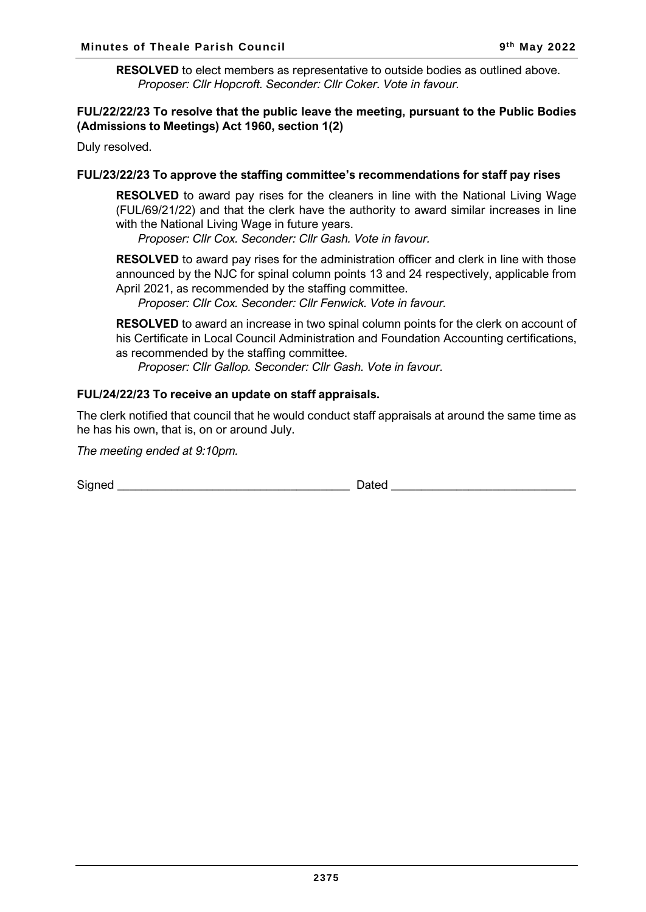**RESOLVED** to elect members as representative to outside bodies as outlined above.
*Proposer: Cllr Hopcroft. Seconder: Cllr Coker. Vote in favour.*

**FUL/22/22/23 To resolve that the public leave the meeting, pursuant to the Public Bodies (Admissions to Meetings) Act 1960, section 1(2)**

Duly resolved.

**FUL/23/22/23 To approve the staffing committee's recommendations for staff pay rises**

**RESOLVED** to award pay rises for the cleaners in line with the National Living Wage (FUL/69/21/22) and that the clerk have the authority to award similar increases in line with the National Living Wage in future years.
*Proposer: Cllr Cox. Seconder: Cllr Gash. Vote in favour.*

**RESOLVED** to award pay rises for the administration officer and clerk in line with those announced by the NJC for spinal column points 13 and 24 respectively, applicable from April 2021, as recommended by the staffing committee.
*Proposer: Cllr Cox. Seconder: Cllr Fenwick. Vote in favour.*

**RESOLVED** to award an increase in two spinal column points for the clerk on account of his Certificate in Local Council Administration and Foundation Accounting certifications, as recommended by the staffing committee.
*Proposer: Cllr Gallop. Seconder: Cllr Gash. Vote in favour.*

**FUL/24/22/23 To receive an update on staff appraisals.**

The clerk notified that council that he would conduct staff appraisals at around the same time as he has his own, that is, on or around July.

*The meeting ended at 9:10pm.*

Signed ____________________________________ Dated ____________________________